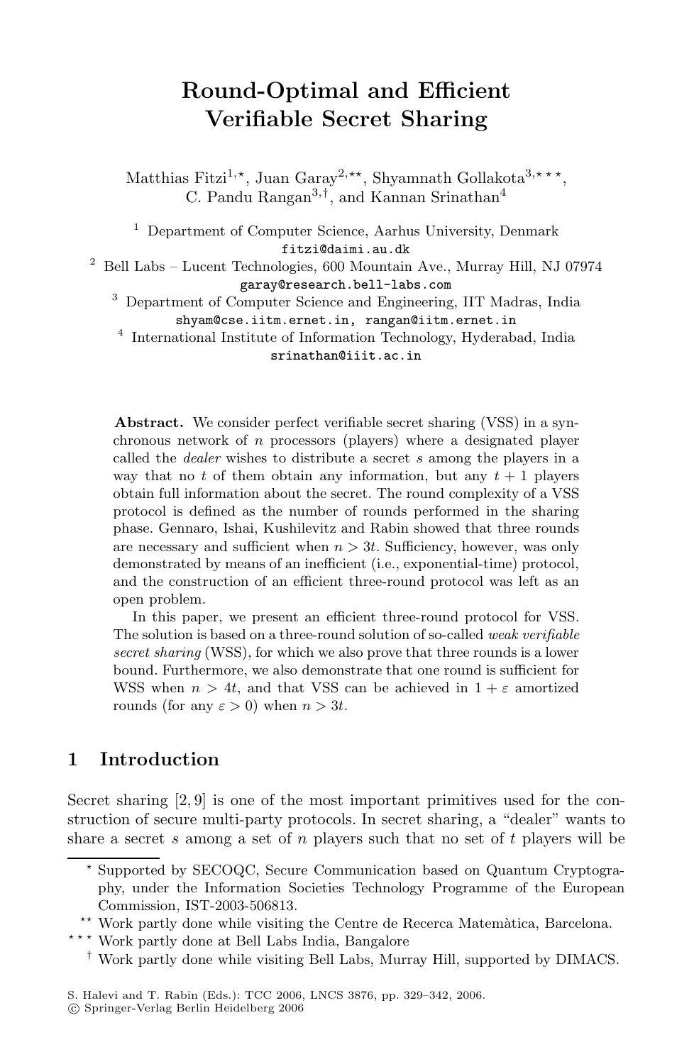# Round-Optimal and Efficient Verifiable Secret Sharing

Matthias Fitzi[1,⋆], Juan Garay[2,⋆⋆], Shyamnath Gollakota[3,⋆⋆⋆], C. Pandu Rangan[3,†], and Kannan Srinathan[4]

[1] Department of Computer Science, Aarhus University, Denmark
fitzi@daimi.au.dk

[2] Bell Labs – Lucent Technologies, 600 Mountain Ave., Murray Hill, NJ 07974
garay@research.bell-labs.com

[3] Department of Computer Science and Engineering, IIT Madras, India
shyam@cse.iitm.ernet.in, rangan@iitm.ernet.in

[4] International Institute of Information Technology, Hyderabad, India
srinathan@iiit.ac.in

**Abstract.** We consider perfect verifiable secret sharing (VSS) in a synchronous network of $n$ processors (players) where a designated player called the *dealer* wishes to distribute a secret $s$ among the players in a way that no $t$ of them obtain any information, but any $t+1$ players obtain full information about the secret. The round complexity of a VSS protocol is defined as the number of rounds performed in the sharing phase. Gennaro, Ishai, Kushilevitz and Rabin showed that three rounds are necessary and sufficient when $n > 3t$. Sufficiency, however, was only demonstrated by means of an inefficient (i.e., exponential-time) protocol, and the construction of an efficient three-round protocol was left as an open problem.

In this paper, we present an efficient three-round protocol for VSS. The solution is based on a three-round solution of so-called *weak verifiable secret sharing* (WSS), for which we also prove that three rounds is a lower bound. Furthermore, we also demonstrate that one round is sufficient for WSS when $n > 4t$, and that VSS can be achieved in $1 + \varepsilon$ amortized rounds (for any $\varepsilon > 0$) when $n > 3t$.

## 1 Introduction

Secret sharing [2, 9] is one of the most important primitives used for the construction of secure multi-party protocols. In secret sharing, a "dealer" wants to share a secret $s$ among a set of $n$ players such that no set of $t$ players will be

⋆ Supported by SECOQC, Secure Communication based on Quantum Cryptography, under the Information Societies Technology Programme of the European Commission, IST-2003-506813.

⋆⋆ Work partly done while visiting the Centre de Recerca Matemàtica, Barcelona.

⋆⋆⋆ Work partly done at Bell Labs India, Bangalore

† Work partly done while visiting Bell Labs, Murray Hill, supported by DIMACS.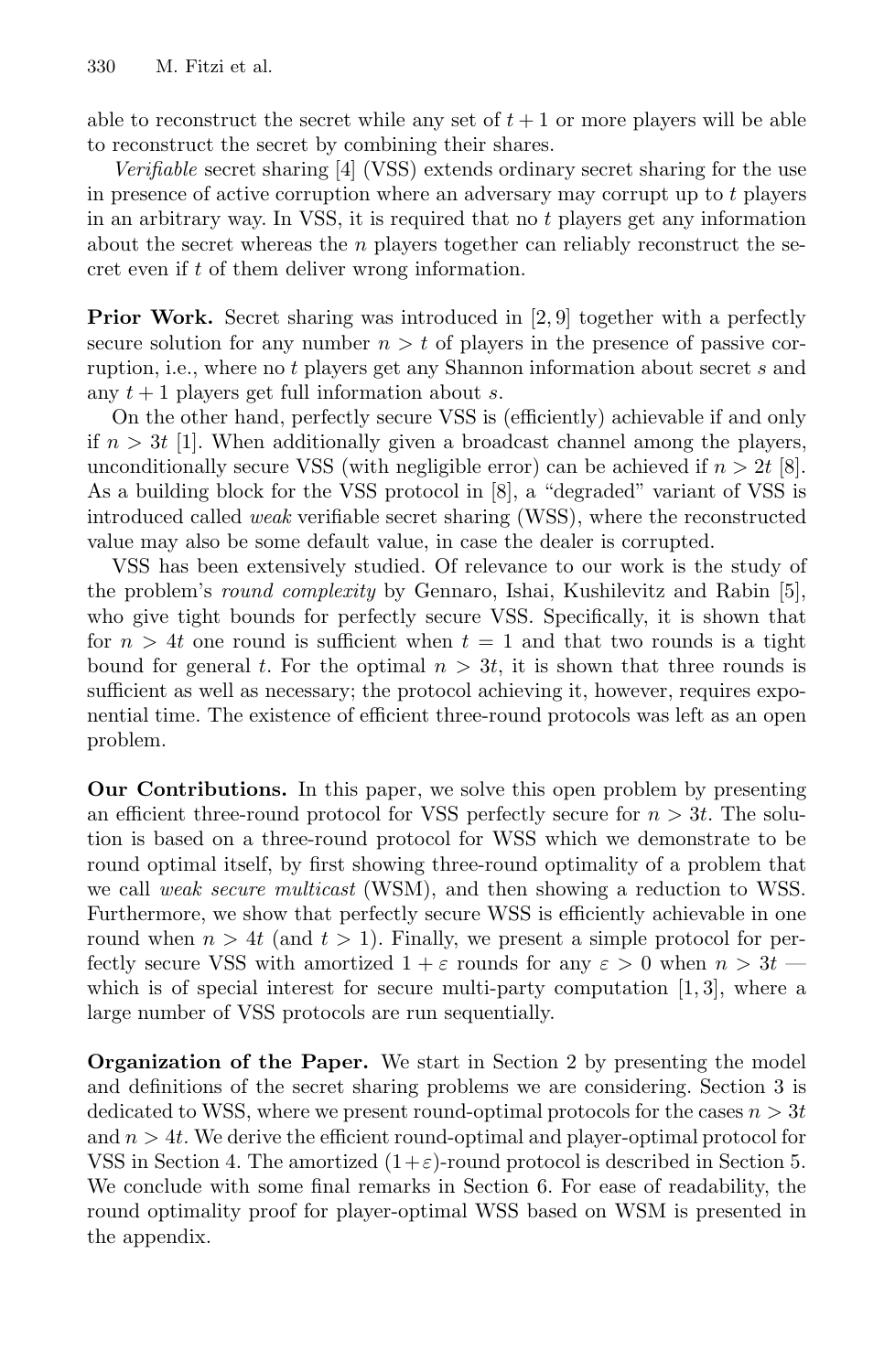able to reconstruct the secret while any set of $t+1$ or more players will be able to reconstruct the secret by combining their shares.

*Verifiable* secret sharing [4] (VSS) extends ordinary secret sharing for the use in presence of active corruption where an adversary may corrupt up to $t$ players in an arbitrary way. In VSS, it is required that no $t$ players get any information about the secret whereas the $n$ players together can reliably reconstruct the secret even if $t$ of them deliver wrong information.

**Prior Work.** Secret sharing was introduced in [2, 9] together with a perfectly secure solution for any number $n > t$ of players in the presence of passive corruption, i.e., where no $t$ players get any Shannon information about secret $s$ and any $t+1$ players get full information about $s$.

On the other hand, perfectly secure VSS is (efficiently) achievable if and only if $n > 3t$ [1]. When additionally given a broadcast channel among the players, unconditionally secure VSS (with negligible error) can be achieved if $n > 2t$ [8]. As a building block for the VSS protocol in [8], a "degraded" variant of VSS is introduced called *weak* verifiable secret sharing (WSS), where the reconstructed value may also be some default value, in case the dealer is corrupted.

VSS has been extensively studied. Of relevance to our work is the study of the problem's *round complexity* by Gennaro, Ishai, Kushilevitz and Rabin [5], who give tight bounds for perfectly secure VSS. Specifically, it is shown that for $n > 4t$ one round is sufficient when $t = 1$ and that two rounds is a tight bound for general $t$. For the optimal $n > 3t$, it is shown that three rounds is sufficient as well as necessary; the protocol achieving it, however, requires exponential time. The existence of efficient three-round protocols was left as an open problem.

**Our Contributions.** In this paper, we solve this open problem by presenting an efficient three-round protocol for VSS perfectly secure for $n > 3t$. The solution is based on a three-round protocol for WSS which we demonstrate to be round optimal itself, by first showing three-round optimality of a problem that we call *weak secure multicast* (WSM), and then showing a reduction to WSS. Furthermore, we show that perfectly secure WSS is efficiently achievable in one round when $n > 4t$ (and $t > 1$). Finally, we present a simple protocol for perfectly secure VSS with amortized $1 + \varepsilon$ rounds for any $\varepsilon > 0$ when $n > 3t$ — which is of special interest for secure multi-party computation [1, 3], where a large number of VSS protocols are run sequentially.

**Organization of the Paper.** We start in Section 2 by presenting the model and definitions of the secret sharing problems we are considering. Section 3 is dedicated to WSS, where we present round-optimal protocols for the cases $n > 3t$ and $n > 4t$. We derive the efficient round-optimal and player-optimal protocol for VSS in Section 4. The amortized $(1+\varepsilon)$-round protocol is described in Section 5. We conclude with some final remarks in Section 6. For ease of readability, the round optimality proof for player-optimal WSS based on WSM is presented in the appendix.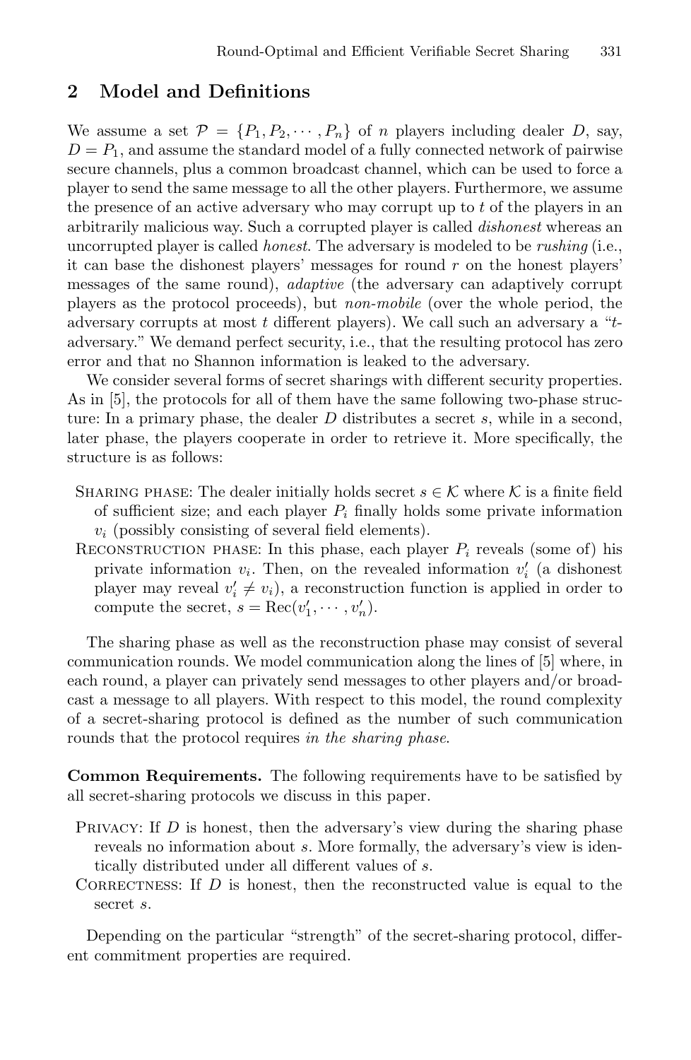## 2 Model and Definitions

We assume a set $\mathcal{P} = \{P_1, P_2, \cdots, P_n\}$ of $n$ players including dealer $D$, say, $D = P_1$, and assume the standard model of a fully connected network of pairwise secure channels, plus a common broadcast channel, which can be used to force a player to send the same message to all the other players. Furthermore, we assume the presence of an active adversary who may corrupt up to $t$ of the players in an arbitrarily malicious way. Such a corrupted player is called *dishonest* whereas an uncorrupted player is called *honest*. The adversary is modeled to be *rushing* (i.e., it can base the dishonest players' messages for round $r$ on the honest players' messages of the same round), *adaptive* (the adversary can adaptively corrupt players as the protocol proceeds), but *non-mobile* (over the whole period, the adversary corrupts at most $t$ different players). We call such an adversary a "$t$-adversary." We demand perfect security, i.e., that the resulting protocol has zero error and that no Shannon information is leaked to the adversary.

We consider several forms of secret sharings with different security properties. As in [5], the protocols for all of them have the same following two-phase structure: In a primary phase, the dealer $D$ distributes a secret $s$, while in a second, later phase, the players cooperate in order to retrieve it. More specifically, the structure is as follows:

- Sharing phase: The dealer initially holds secret $s \in \mathcal{K}$ where $\mathcal{K}$ is a finite field of sufficient size; and each player $P_i$ finally holds some private information $v_i$ (possibly consisting of several field elements).
- Reconstruction phase: In this phase, each player $P_i$ reveals (some of) his private information $v_i$. Then, on the revealed information $v'_i$ (a dishonest player may reveal $v'_i \neq v_i$), a reconstruction function is applied in order to compute the secret, $s = \text{Rec}(v'_1, \cdots, v'_n)$.

The sharing phase as well as the reconstruction phase may consist of several communication rounds. We model communication along the lines of [5] where, in each round, a player can privately send messages to other players and/or broadcast a message to all players. With respect to this model, the round complexity of a secret-sharing protocol is defined as the number of such communication rounds that the protocol requires *in the sharing phase*.

**Common Requirements.** The following requirements have to be satisfied by all secret-sharing protocols we discuss in this paper.

- Privacy: If $D$ is honest, then the adversary's view during the sharing phase reveals no information about $s$. More formally, the adversary's view is identically distributed under all different values of $s$.
- Correctness: If $D$ is honest, then the reconstructed value is equal to the secret $s$.

Depending on the particular "strength" of the secret-sharing protocol, different commitment properties are required.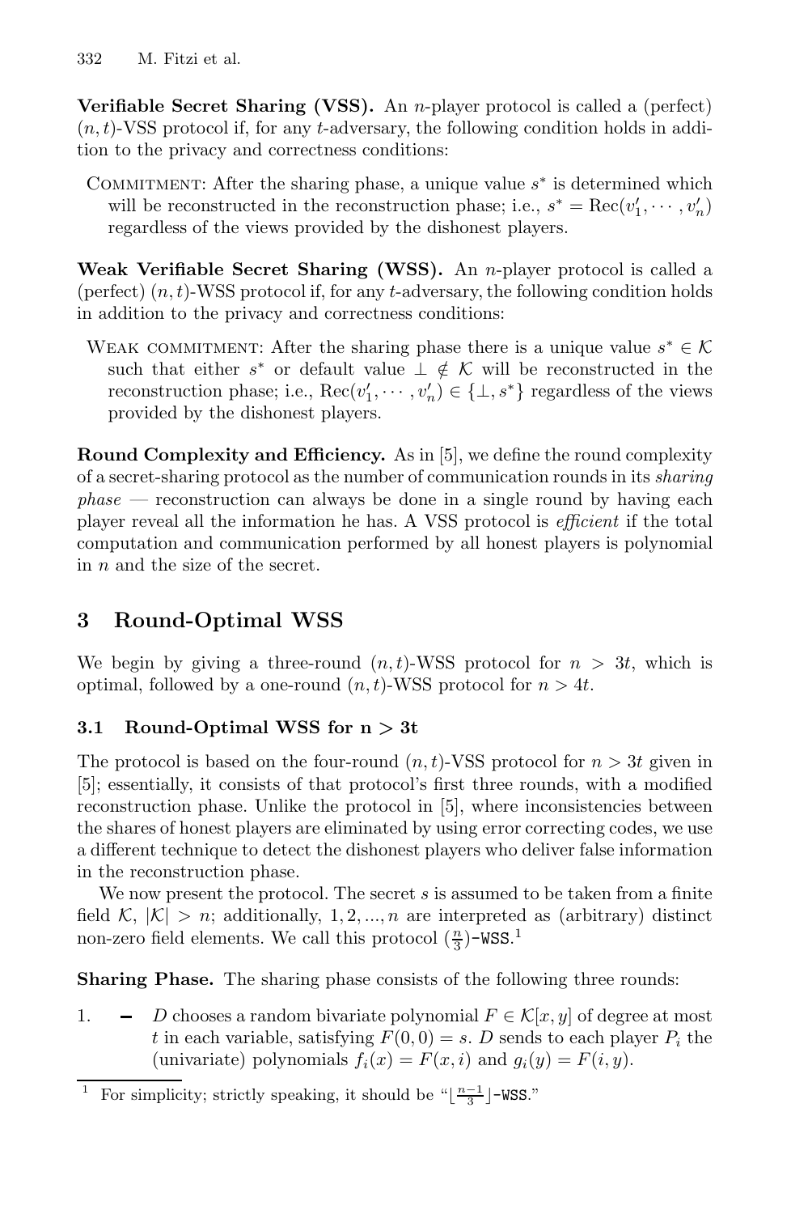**Verifiable Secret Sharing (VSS).** An $n$-player protocol is called a (perfect) $(n, t)$-VSS protocol if, for any $t$-adversary, the following condition holds in addition to the privacy and correctness conditions:

COMMITMENT: After the sharing phase, a unique value $s^*$ is determined which will be reconstructed in the reconstruction phase; i.e., $s^* = \text{Rec}(v'_1, \cdots, v'_n)$ regardless of the views provided by the dishonest players.

**Weak Verifiable Secret Sharing (WSS).** An $n$-player protocol is called a (perfect) $(n, t)$-WSS protocol if, for any $t$-adversary, the following condition holds in addition to the privacy and correctness conditions:

WEAK COMMITMENT: After the sharing phase there is a unique value $s^* \in \mathcal{K}$ such that either $s^*$ or default value $\perp \notin \mathcal{K}$ will be reconstructed in the reconstruction phase; i.e., $\text{Rec}(v'_1, \cdots, v'_n) \in \{\perp, s^*\}$ regardless of the views provided by the dishonest players.

**Round Complexity and Efficiency.** As in [5], we define the round complexity of a secret-sharing protocol as the number of communication rounds in its *sharing phase* — reconstruction can always be done in a single round by having each player reveal all the information he has. A VSS protocol is *efficient* if the total computation and communication performed by all honest players is polynomial in $n$ and the size of the secret.

## 3 Round-Optimal WSS

We begin by giving a three-round $(n, t)$-WSS protocol for $n > 3t$, which is optimal, followed by a one-round $(n, t)$-WSS protocol for $n > 4t$.

### 3.1 Round-Optimal WSS for n > 3t

The protocol is based on the four-round $(n, t)$-VSS protocol for $n > 3t$ given in [5]; essentially, it consists of that protocol's first three rounds, with a modified reconstruction phase. Unlike the protocol in [5], where inconsistencies between the shares of honest players are eliminated by using error correcting codes, we use a different technique to detect the dishonest players who deliver false information in the reconstruction phase.

We now present the protocol. The secret $s$ is assumed to be taken from a finite field $\mathcal{K}$, $|\mathcal{K}| > n$; additionally, $1, 2, ..., n$ are interpreted as (arbitrary) distinct non-zero field elements. We call this protocol $(\frac{n}{3})$-`WSS`.[1]

**Sharing Phase.** The sharing phase consists of the following three rounds:

1. – $D$ chooses a random bivariate polynomial $F \in \mathcal{K}[x, y]$ of degree at most $t$ in each variable, satisfying $F(0, 0) = s$. $D$ sends to each player $P_i$ the (univariate) polynomials $f_i(x) = F(x, i)$ and $g_i(y) = F(i, y)$.

[1] For simplicity; strictly speaking, it should be "$\lfloor \frac{n-1}{3} \rfloor$-`WSS`."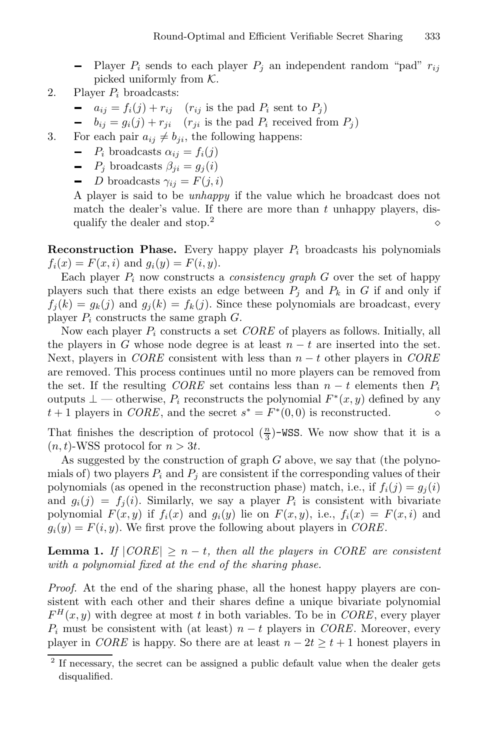- Player $P_i$ sends to each player $P_j$ an independent random "pad" $r_{ij}$ picked uniformly from $\mathcal{K}$.

2. Player $P_i$ broadcasts:
   - $a_{ij} = f_i(j) + r_{ij}$ ($r_{ij}$ is the pad $P_i$ sent to $P_j$)
   - $b_{ij} = g_i(j) + r_{ji}$ ($r_{ji}$ is the pad $P_i$ received from $P_j$)
3. For each pair $a_{ij} \neq b_{ji}$, the following happens:
   - $P_i$ broadcasts $\alpha_{ij} = f_i(j)$
   - $P_j$ broadcasts $\beta_{ji} = g_j(i)$
   - $D$ broadcasts $\gamma_{ij} = F(j, i)$

   A player is said to be *unhappy* if the value which he broadcast does not match the dealer's value. If there are more than $t$ unhappy players, disqualify the dealer and stop.[2] $\diamond$

**Reconstruction Phase.** Every happy player $P_i$ broadcasts his polynomials $f_i(x) = F(x, i)$ and $g_i(y) = F(i, y)$.

Each player $P_i$ now constructs a *consistency graph* $G$ over the set of happy players such that there exists an edge between $P_j$ and $P_k$ in $G$ if and only if $f_j(k) = g_k(j)$ and $g_j(k) = f_k(j)$. Since these polynomials are broadcast, every player $P_i$ constructs the same graph $G$.

Now each player $P_i$ constructs a set *CORE* of players as follows. Initially, all the players in $G$ whose node degree is at least $n - t$ are inserted into the set. Next, players in *CORE* consistent with less than $n - t$ other players in *CORE* are removed. This process continues until no more players can be removed from the set. If the resulting *CORE* set contains less than $n - t$ elements then $P_i$ outputs $\perp$ — otherwise, $P_i$ reconstructs the polynomial $F^*(x, y)$ defined by any $t + 1$ players in *CORE*, and the secret $s^* = F^*(0, 0)$ is reconstructed. $\diamond$

That finishes the description of protocol $(\frac{n}{3})$-WSS. We now show that it is a $(n, t)$-WSS protocol for $n > 3t$.

As suggested by the construction of graph $G$ above, we say that (the polynomials of) two players $P_i$ and $P_j$ are consistent if the corresponding values of their polynomials (as opened in the reconstruction phase) match, i.e., if $f_i(j) = g_j(i)$ and $g_i(j) = f_j(i)$. Similarly, we say a player $P_i$ is consistent with bivariate polynomial $F(x, y)$ if $f_i(x)$ and $g_i(y)$ lie on $F(x, y)$, i.e., $f_i(x) = F(x, i)$ and $g_i(y) = F(i, y)$. We first prove the following about players in *CORE*.

**Lemma 1.** *If $|CORE| \geq n - t$, then all the players in CORE are consistent with a polynomial fixed at the end of the sharing phase.*

*Proof.* At the end of the sharing phase, all the honest happy players are consistent with each other and their shares define a unique bivariate polynomial $F^H(x, y)$ with degree at most $t$ in both variables. To be in *CORE*, every player $P_i$ must be consistent with (at least) $n - t$ players in *CORE*. Moreover, every player in *CORE* is happy. So there are at least $n - 2t \geq t + 1$ honest players in

[2] If necessary, the secret can be assigned a public default value when the dealer gets disqualified.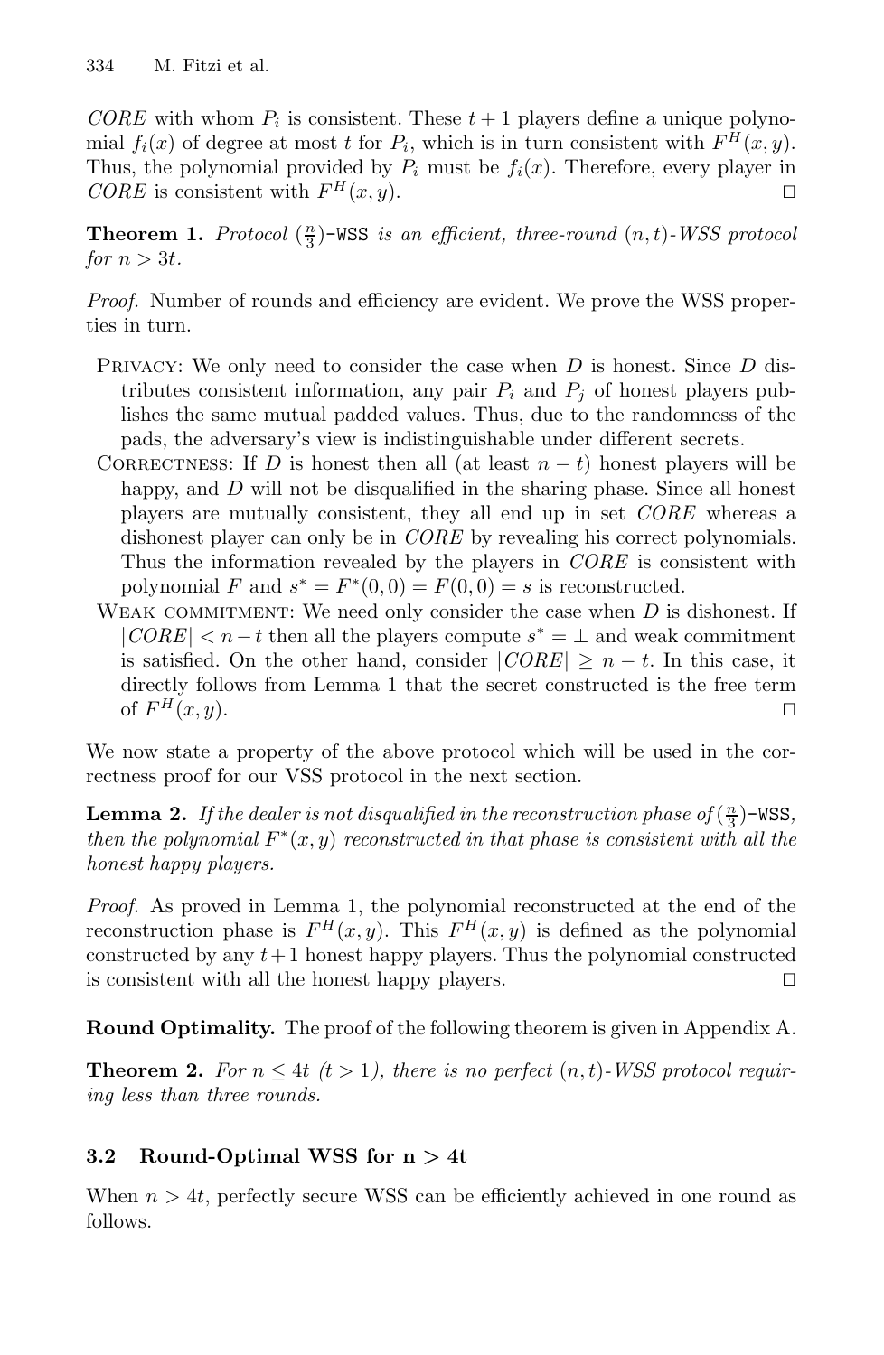*CORE* with whom $P_i$ is consistent. These $t+1$ players define a unique polynomial $f_i(x)$ of degree at most $t$ for $P_i$, which is in turn consistent with $F^H(x,y)$. Thus, the polynomial provided by $P_i$ must be $f_i(x)$. Therefore, every player in *CORE* is consistent with $F^H(x,y)$. □

**Theorem 1.** *Protocol* $(\frac{n}{3})$-`WSS` *is an efficient, three-round* $(n,t)$*-WSS protocol for* $n > 3t$.

*Proof.* Number of rounds and efficiency are evident. We prove the WSS properties in turn.

- Privacy: We only need to consider the case when $D$ is honest. Since $D$ distributes consistent information, any pair $P_i$ and $P_j$ of honest players publishes the same mutual padded values. Thus, due to the randomness of the pads, the adversary's view is indistinguishable under different secrets.
- Correctness: If $D$ is honest then all (at least $n-t$) honest players will be happy, and $D$ will not be disqualified in the sharing phase. Since all honest players are mutually consistent, they all end up in set *CORE* whereas a dishonest player can only be in *CORE* by revealing his correct polynomials. Thus the information revealed by the players in *CORE* is consistent with polynomial $F$ and $s^* = F^*(0,0) = F(0,0) = s$ is reconstructed.
- Weak commitment: We need only consider the case when $D$ is dishonest. If $|CORE| < n-t$ then all the players compute $s^* = \perp$ and weak commitment is satisfied. On the other hand, consider $|CORE| \geq n-t$. In this case, it directly follows from Lemma 1 that the secret constructed is the free term of $F^H(x,y)$. □

We now state a property of the above protocol which will be used in the correctness proof for our VSS protocol in the next section.

**Lemma 2.** *If the dealer is not disqualified in the reconstruction phase of* $(\frac{n}{3})$-`WSS`*, then the polynomial* $F^*(x,y)$ *reconstructed in that phase is consistent with all the honest happy players.*

*Proof.* As proved in Lemma 1, the polynomial reconstructed at the end of the reconstruction phase is $F^H(x,y)$. This $F^H(x,y)$ is defined as the polynomial constructed by any $t+1$ honest happy players. Thus the polynomial constructed is consistent with all the honest happy players. □

**Round Optimality.** The proof of the following theorem is given in Appendix A.

**Theorem 2.** *For* $n \leq 4t$ $(t > 1)$*, there is no perfect* $(n,t)$*-WSS protocol requiring less than three rounds.*

### 3.2 Round-Optimal WSS for $n > 4t$

When $n > 4t$, perfectly secure WSS can be efficiently achieved in one round as follows.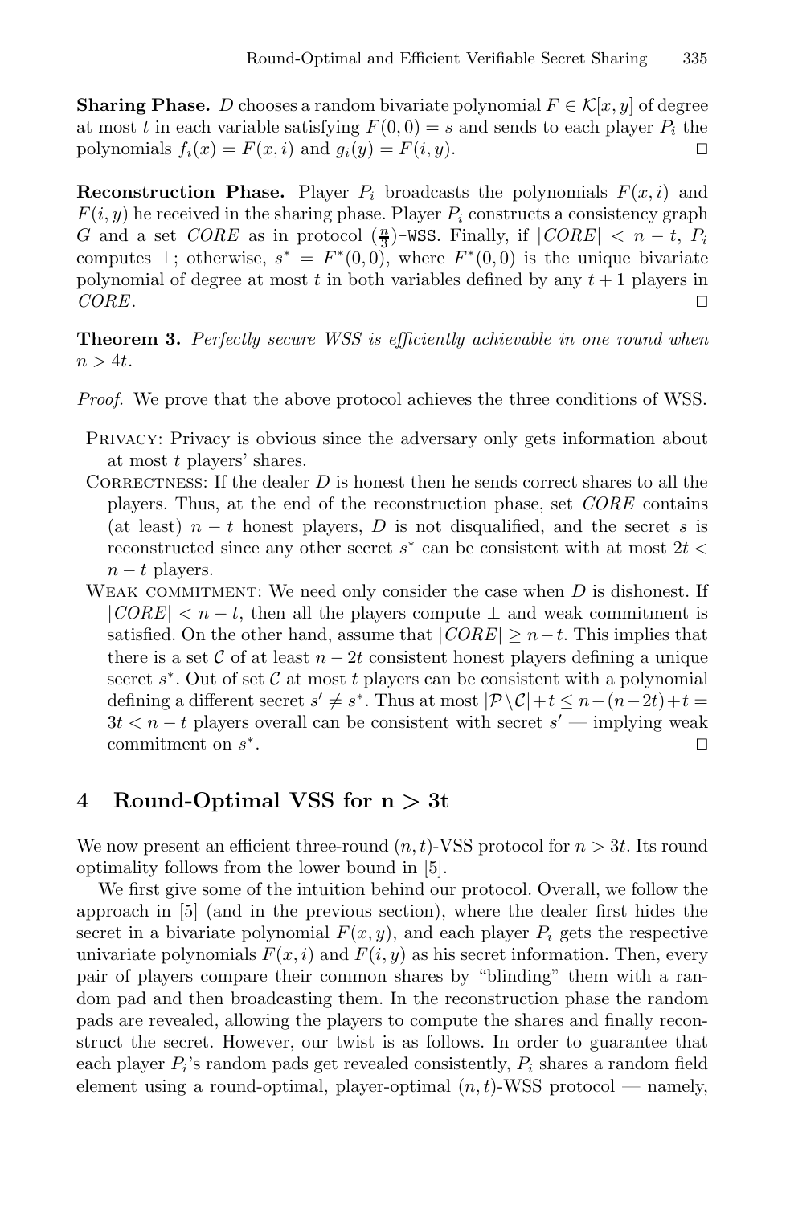**Sharing Phase.** $D$ chooses a random bivariate polynomial $F \in \mathcal{K}[x, y]$ of degree at most $t$ in each variable satisfying $F(0, 0) = s$ and sends to each player $P_i$ the polynomials $f_i(x) = F(x, i)$ and $g_i(y) = F(i, y)$. ◻

**Reconstruction Phase.** Player $P_i$ broadcasts the polynomials $F(x, i)$ and $F(i, y)$ he received in the sharing phase. Player $P_i$ constructs a consistency graph $G$ and a set $CORE$ as in protocol $(\frac{n}{3})$-WSS. Finally, if $|CORE| < n - t$, $P_i$ computes $\perp$; otherwise, $s^* = F^*(0, 0)$, where $F^*(0, 0)$ is the unique bivariate polynomial of degree at most $t$ in both variables defined by any $t + 1$ players in $CORE$. ◻

**Theorem 3.** *Perfectly secure WSS is efficiently achievable in one round when $n > 4t$.*

*Proof.* We prove that the above protocol achieves the three conditions of WSS.

- Privacy: Privacy is obvious since the adversary only gets information about at most $t$ players' shares.
- Correctness: If the dealer $D$ is honest then he sends correct shares to all the players. Thus, at the end of the reconstruction phase, set $CORE$ contains (at least) $n - t$ honest players, $D$ is not disqualified, and the secret $s$ is reconstructed since any other secret $s^*$ can be consistent with at most $2t < n - t$ players.
- Weak commitment: We need only consider the case when $D$ is dishonest. If $|CORE| < n - t$, then all the players compute $\perp$ and weak commitment is satisfied. On the other hand, assume that $|CORE| \geq n - t$. This implies that there is a set $\mathcal{C}$ of at least $n - 2t$ consistent honest players defining a unique secret $s^*$. Out of set $\mathcal{C}$ at most $t$ players can be consistent with a polynomial defining a different secret $s' \neq s^*$. Thus at most $|\mathcal{P} \setminus \mathcal{C}| + t \leq n - (n - 2t) + t = 3t < n - t$ players overall can be consistent with secret $s'$ — implying weak commitment on $s^*$. ◻

## 4 Round-Optimal VSS for n > 3t

We now present an efficient three-round $(n, t)$-VSS protocol for $n > 3t$. Its round optimality follows from the lower bound in [5].

We first give some of the intuition behind our protocol. Overall, we follow the approach in [5] (and in the previous section), where the dealer first hides the secret in a bivariate polynomial $F(x, y)$, and each player $P_i$ gets the respective univariate polynomials $F(x, i)$ and $F(i, y)$ as his secret information. Then, every pair of players compare their common shares by "blinding" them with a random pad and then broadcasting them. In the reconstruction phase the random pads are revealed, allowing the players to compute the shares and finally reconstruct the secret. However, our twist is as follows. In order to guarantee that each player $P_i$'s random pads get revealed consistently, $P_i$ shares a random field element using a round-optimal, player-optimal $(n, t)$-WSS protocol — namely,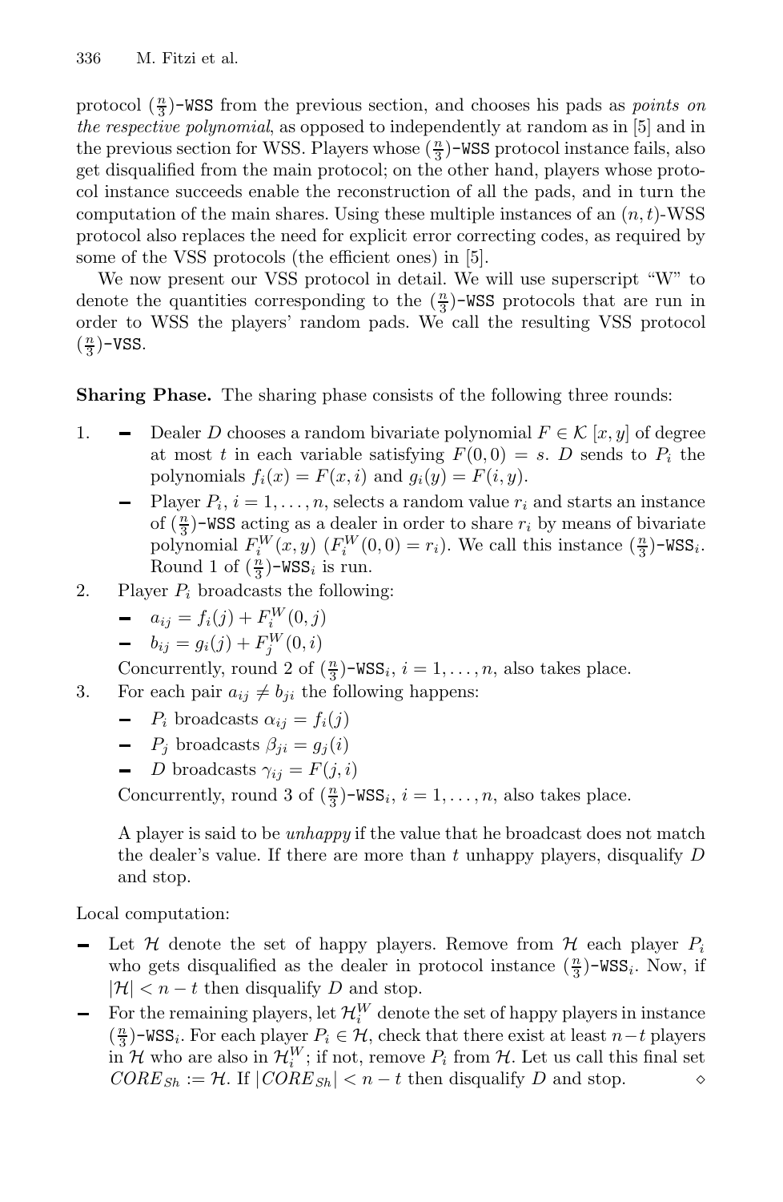protocol $(\frac{n}{3})$-WSS from the previous section, and chooses his pads as *points on the respective polynomial*, as opposed to independently at random as in [5] and in the previous section for WSS. Players whose $(\frac{n}{3})$-WSS protocol instance fails, also get disqualified from the main protocol; on the other hand, players whose protocol instance succeeds enable the reconstruction of all the pads, and in turn the computation of the main shares. Using these multiple instances of an $(n, t)$-WSS protocol also replaces the need for explicit error correcting codes, as required by some of the VSS protocols (the efficient ones) in [5].

We now present our VSS protocol in detail. We will use superscript "W" to denote the quantities corresponding to the $(\frac{n}{3})$-WSS protocols that are run in order to WSS the players' random pads. We call the resulting VSS protocol $(\frac{n}{3})$-VSS.

**Sharing Phase.** The sharing phase consists of the following three rounds:

1. - Dealer $D$ chooses a random bivariate polynomial $F \in \mathcal{K}[x, y]$ of degree at most $t$ in each variable satisfying $F(0, 0) = s$. $D$ sends to $P_i$ the polynomials $f_i(x) = F(x, i)$ and $g_i(y) = F(i, y)$.
   - Player $P_i$, $i = 1, \ldots, n$, selects a random value $r_i$ and starts an instance of $(\frac{n}{3})$-WSS acting as a dealer in order to share $r_i$ by means of bivariate polynomial $F_i^W(x, y)$ ($F_i^W(0, 0) = r_i$). We call this instance $(\frac{n}{3})$-WSS$_i$. Round 1 of $(\frac{n}{3})$-WSS$_i$ is run.
2. Player $P_i$ broadcasts the following:
   - $a_{ij} = f_i(j) + F_i^W(0, j)$
   - $b_{ij} = g_i(j) + F_j^W(0, i)$

   Concurrently, round 2 of $(\frac{n}{3})$-WSS$_i$, $i = 1, \ldots, n$, also takes place.
3. For each pair $a_{ij} \neq b_{ji}$ the following happens:
   - $P_i$ broadcasts $\alpha_{ij} = f_i(j)$
   - $P_j$ broadcasts $\beta_{ji} = g_j(i)$
   - $D$ broadcasts $\gamma_{ij} = F(j, i)$

   Concurrently, round 3 of $(\frac{n}{3})$-WSS$_i$, $i = 1, \ldots, n$, also takes place.

   A player is said to be *unhappy* if the value that he broadcast does not match the dealer's value. If there are more than $t$ unhappy players, disqualify $D$ and stop.

Local computation:

- Let $\mathcal{H}$ denote the set of happy players. Remove from $\mathcal{H}$ each player $P_i$ who gets disqualified as the dealer in protocol instance $(\frac{n}{3})$-WSS$_i$. Now, if $|\mathcal{H}| < n - t$ then disqualify $D$ and stop.
- For the remaining players, let $\mathcal{H}_i^W$ denote the set of happy players in instance $(\frac{n}{3})$-WSS$_i$. For each player $P_i \in \mathcal{H}$, check that there exist at least $n-t$ players in $\mathcal{H}$ who are also in $\mathcal{H}_i^W$; if not, remove $P_i$ from $\mathcal{H}$. Let us call this final set $CORE_{Sh} := \mathcal{H}$. If $|CORE_{Sh}| < n - t$ then disqualify $D$ and stop. ⋄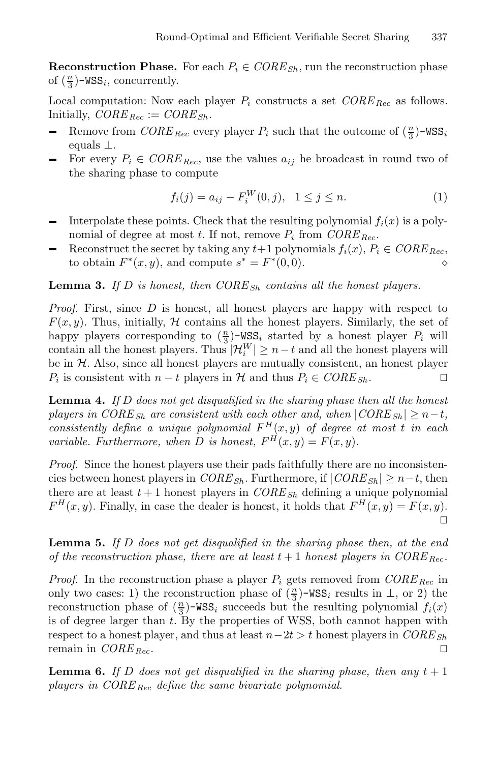**Reconstruction Phase.** For each $P_i \in CORE_{Sh}$, run the reconstruction phase of $(\frac{n}{3})$-$\mathtt{WSS}_i$, concurrently.

Local computation: Now each player $P_i$ constructs a set $CORE_{Rec}$ as follows. Initially, $CORE_{Rec} := CORE_{Sh}$.

- Remove from $CORE_{Rec}$ every player $P_i$ such that the outcome of $(\frac{n}{3})$-$\mathtt{WSS}_i$ equals $\perp$.
- For every $P_i \in CORE_{Rec}$, use the values $a_{ij}$ he broadcast in round two of the sharing phase to compute

$$f_i(j) = a_{ij} - F_i^W(0, j), \quad 1 \leq j \leq n. \tag{1}$$

- Interpolate these points. Check that the resulting polynomial $f_i(x)$ is a polynomial of degree at most $t$. If not, remove $P_i$ from $CORE_{Rec}$.
- Reconstruct the secret by taking any $t+1$ polynomials $f_i(x)$, $P_i \in CORE_{Rec}$, to obtain $F^*(x, y)$, and compute $s^* = F^*(0, 0)$. $\diamond$

**Lemma 3.** *If $D$ is honest, then $CORE_{Sh}$ contains all the honest players.*

*Proof.* First, since $D$ is honest, all honest players are happy with respect to $F(x, y)$. Thus, initially, $\mathcal{H}$ contains all the honest players. Similarly, the set of happy players corresponding to $(\frac{n}{3})$-$\mathtt{WSS}_i$ started by a honest player $P_i$ will contain all the honest players. Thus $|\mathcal{H}_i^W| \geq n-t$ and all the honest players will be in $\mathcal{H}$. Also, since all honest players are mutually consistent, an honest player $P_i$ is consistent with $n-t$ players in $\mathcal{H}$ and thus $P_i \in CORE_{Sh}$. $\square$

**Lemma 4.** *If $D$ does not get disqualified in the sharing phase then all the honest players in $CORE_{Sh}$ are consistent with each other and, when $|CORE_{Sh}| \geq n-t$, consistently define a unique polynomial $F^H(x, y)$ of degree at most $t$ in each variable. Furthermore, when $D$ is honest, $F^H(x, y) = F(x, y)$.*

*Proof.* Since the honest players use their pads faithfully there are no inconsistencies between honest players in $CORE_{Sh}$. Furthermore, if $|CORE_{Sh}| \geq n-t$, then there are at least $t+1$ honest players in $CORE_{Sh}$ defining a unique polynomial $F^H(x, y)$. Finally, in case the dealer is honest, it holds that $F^H(x, y) = F(x, y)$. $\square$

**Lemma 5.** *If $D$ does not get disqualified in the sharing phase then, at the end of the reconstruction phase, there are at least $t+1$ honest players in $CORE_{Rec}$.*

*Proof.* In the reconstruction phase a player $P_i$ gets removed from $CORE_{Rec}$ in only two cases: 1) the reconstruction phase of $(\frac{n}{3})$-$\mathtt{WSS}_i$ results in $\perp$, or 2) the reconstruction phase of $(\frac{n}{3})$-$\mathtt{WSS}_i$ succeeds but the resulting polynomial $f_i(x)$ is of degree larger than $t$. By the properties of WSS, both cannot happen with respect to a honest player, and thus at least $n-2t > t$ honest players in $CORE_{Sh}$ remain in $CORE_{Rec}$. $\square$

**Lemma 6.** *If $D$ does not get disqualified in the sharing phase, then any $t+1$ players in $CORE_{Rec}$ define the same bivariate polynomial.*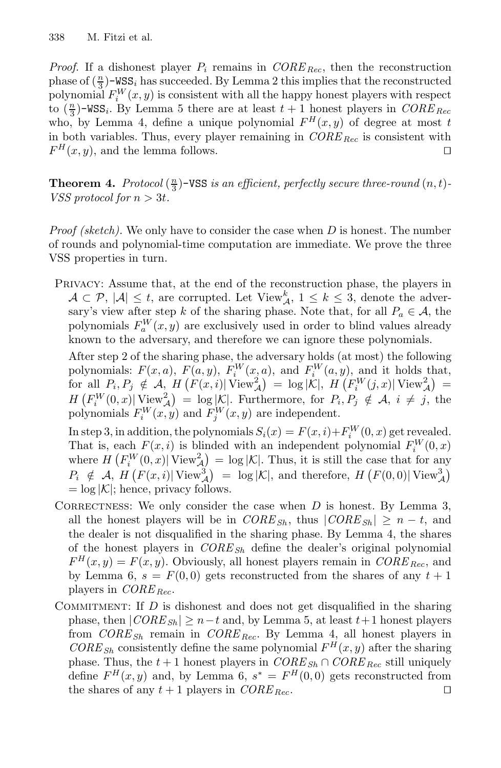*Proof.* If a dishonest player $P_i$ remains in $CORE_{Rec}$, then the reconstruction phase of $(\frac{n}{3})$-WSS$_i$ has succeeded. By Lemma 2 this implies that the reconstructed polynomial $F_i^W(x,y)$ is consistent with all the happy honest players with respect to $(\frac{n}{3})$-WSS$_i$. By Lemma 5 there are at least $t+1$ honest players in $CORE_{Rec}$ who, by Lemma 4, define a unique polynomial $F^H(x,y)$ of degree at most $t$ in both variables. Thus, every player remaining in $CORE_{Rec}$ is consistent with $F^H(x,y)$, and the lemma follows. ◻

**Theorem 4.** *Protocol* $(\frac{n}{3})$-VSS *is an efficient, perfectly secure three-round* $(n,t)$-*VSS protocol for* $n > 3t$.

*Proof (sketch).* We only have to consider the case when $D$ is honest. The number of rounds and polynomial-time computation are immediate. We prove the three VSS properties in turn.

- Privacy: Assume that, at the end of the reconstruction phase, the players in $\mathcal{A} \subset \mathcal{P}$, $|\mathcal{A}| \le t$, are corrupted. Let $\text{View}_{\mathcal{A}}^k$, $1 \le k \le 3$, denote the adversary's view after step $k$ of the sharing phase. Note that, for all $P_a \in \mathcal{A}$, the polynomials $F_a^W(x,y)$ are exclusively used in order to blind values already known to the adversary, and therefore we can ignore these polynomials.

  After step 2 of the sharing phase, the adversary holds (at most) the following polynomials: $F(x,a)$, $F(a,y)$, $F_i^W(x,a)$, and $F_i^W(a,y)$, and it holds that, for all $P_i, P_j \notin \mathcal{A}$, $H\left(F(x,i)|\,\text{View}_{\mathcal{A}}^2\right) = \log|\mathcal{K}|$, $H\left(F_i^W(j,x)|\,\text{View}_{\mathcal{A}}^2\right) = H\left(F_i^W(0,x)|\,\text{View}_{\mathcal{A}}^2\right) = \log|\mathcal{K}|$. Furthermore, for $P_i, P_j \notin \mathcal{A}$, $i \ne j$, the polynomials $F_i^W(x,y)$ and $F_j^W(x,y)$ are independent.

  In step 3, in addition, the polynomials $S_i(x) = F(x,i) + F_i^W(0,x)$ get revealed. That is, each $F(x,i)$ is blinded with an independent polynomial $F_i^W(0,x)$ where $H\left(F_i^W(0,x)|\,\text{View}_{\mathcal{A}}^2\right) = \log|\mathcal{K}|$. Thus, it is still the case that for any $P_i \notin \mathcal{A}$, $H\left(F(x,i)|\,\text{View}_{\mathcal{A}}^3\right) = \log|\mathcal{K}|$, and therefore, $H\left(F(0,0)|\,\text{View}_{\mathcal{A}}^3\right) = \log|\mathcal{K}|$; hence, privacy follows.
- Correctness: We only consider the case when $D$ is honest. By Lemma 3, all the honest players will be in $CORE_{Sh}$, thus $|CORE_{Sh}| \ge n-t$, and the dealer is not disqualified in the sharing phase. By Lemma 4, the shares of the honest players in $CORE_{Sh}$ define the dealer's original polynomial $F^H(x,y) = F(x,y)$. Obviously, all honest players remain in $CORE_{Rec}$, and by Lemma 6, $s = F(0,0)$ gets reconstructed from the shares of any $t+1$ players in $CORE_{Rec}$.
- Commitment: If $D$ is dishonest and does not get disqualified in the sharing phase, then $|CORE_{Sh}| \ge n-t$ and, by Lemma 5, at least $t+1$ honest players from $CORE_{Sh}$ remain in $CORE_{Rec}$. By Lemma 4, all honest players in $CORE_{Sh}$ consistently define the same polynomial $F^H(x,y)$ after the sharing phase. Thus, the $t+1$ honest players in $CORE_{Sh} \cap CORE_{Rec}$ still uniquely define $F^H(x,y)$ and, by Lemma 6, $s^* = F^H(0,0)$ gets reconstructed from the shares of any $t+1$ players in $CORE_{Rec}$. ◻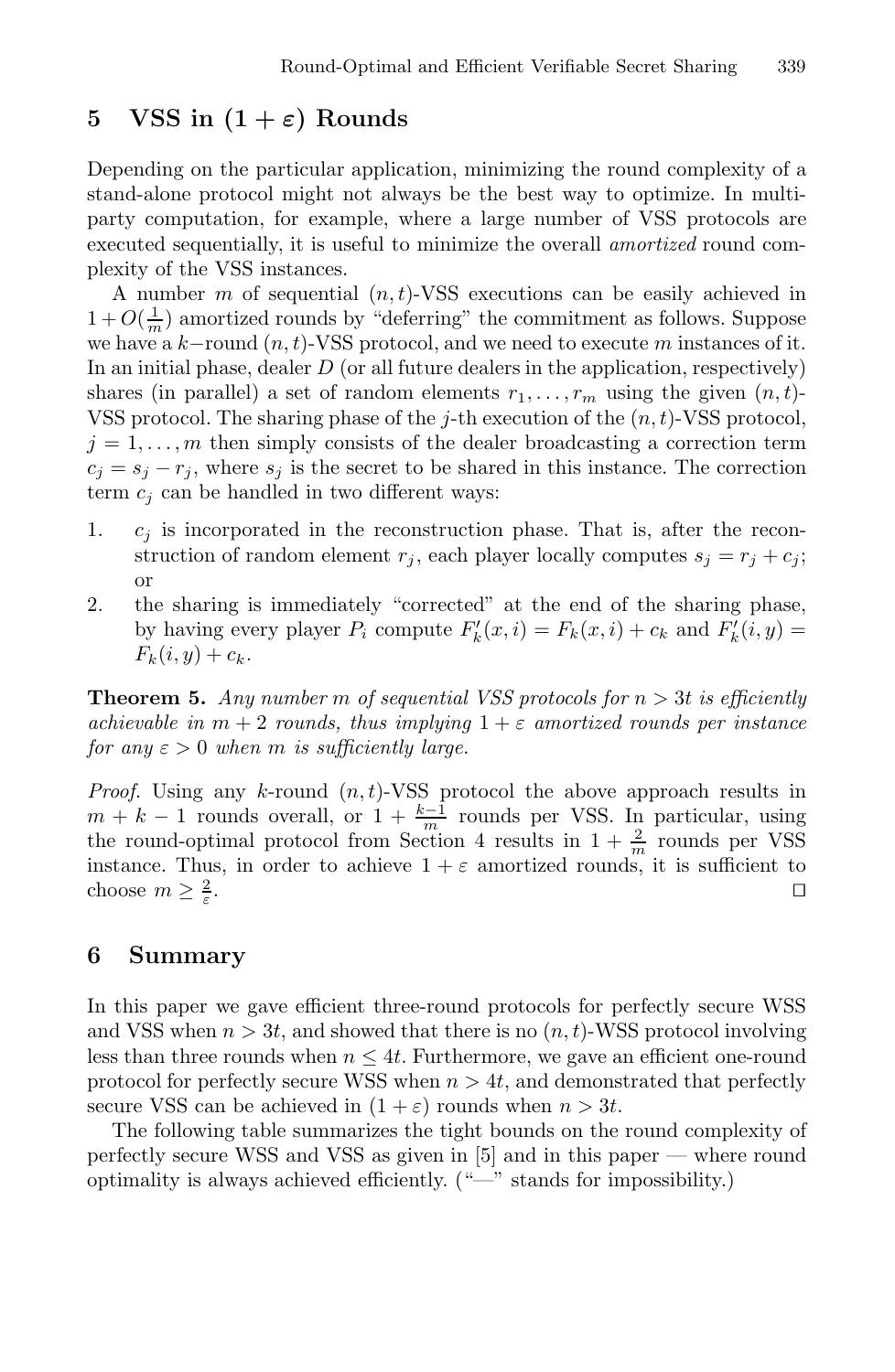## 5 VSS in $(1 + \varepsilon)$ Rounds

Depending on the particular application, minimizing the round complexity of a stand-alone protocol might not always be the best way to optimize. In multi-party computation, for example, where a large number of VSS protocols are executed sequentially, it is useful to minimize the overall *amortized* round complexity of the VSS instances.

A number $m$ of sequential $(n,t)$-VSS executions can be easily achieved in $1+O(\frac{1}{m})$ amortized rounds by "deferring" the commitment as follows. Suppose we have a $k-$round $(n,t)$-VSS protocol, and we need to execute $m$ instances of it. In an initial phase, dealer $D$ (or all future dealers in the application, respectively) shares (in parallel) a set of random elements $r_1,\ldots,r_m$ using the given $(n,t)$-VSS protocol. The sharing phase of the $j$-th execution of the $(n,t)$-VSS protocol, $j = 1,\ldots,m$ then simply consists of the dealer broadcasting a correction term $c_j = s_j - r_j$, where $s_j$ is the secret to be shared in this instance. The correction term $c_j$ can be handled in two different ways:

1. $c_j$ is incorporated in the reconstruction phase. That is, after the reconstruction of random element $r_j$, each player locally computes $s_j = r_j + c_j$; or
2. the sharing is immediately "corrected" at the end of the sharing phase, by having every player $P_i$ compute $F'_k(x,i) = F_k(x,i) + c_k$ and $F'_k(i,y) = F_k(i,y) + c_k$.

**Theorem 5.** *Any number $m$ of sequential VSS protocols for $n > 3t$ is efficiently achievable in $m + 2$ rounds, thus implying $1+\varepsilon$ amortized rounds per instance for any $\varepsilon > 0$ when $m$ is sufficiently large.*

*Proof.* Using any $k$-round $(n,t)$-VSS protocol the above approach results in $m + k - 1$ rounds overall, or $1 + \frac{k-1}{m}$ rounds per VSS. In particular, using the round-optimal protocol from Section 4 results in $1 + \frac{2}{m}$ rounds per VSS instance. Thus, in order to achieve $1 + \varepsilon$ amortized rounds, it is sufficient to choose $m \geq \frac{2}{\varepsilon}$. ◻

## 6 Summary

In this paper we gave efficient three-round protocols for perfectly secure WSS and VSS when $n > 3t$, and showed that there is no $(n,t)$-WSS protocol involving less than three rounds when $n \leq 4t$. Furthermore, we gave an efficient one-round protocol for perfectly secure WSS when $n > 4t$, and demonstrated that perfectly secure VSS can be achieved in $(1+\varepsilon)$ rounds when $n > 3t$.

The following table summarizes the tight bounds on the round complexity of perfectly secure WSS and VSS as given in [5] and in this paper — where round optimality is always achieved efficiently. ("—" stands for impossibility.)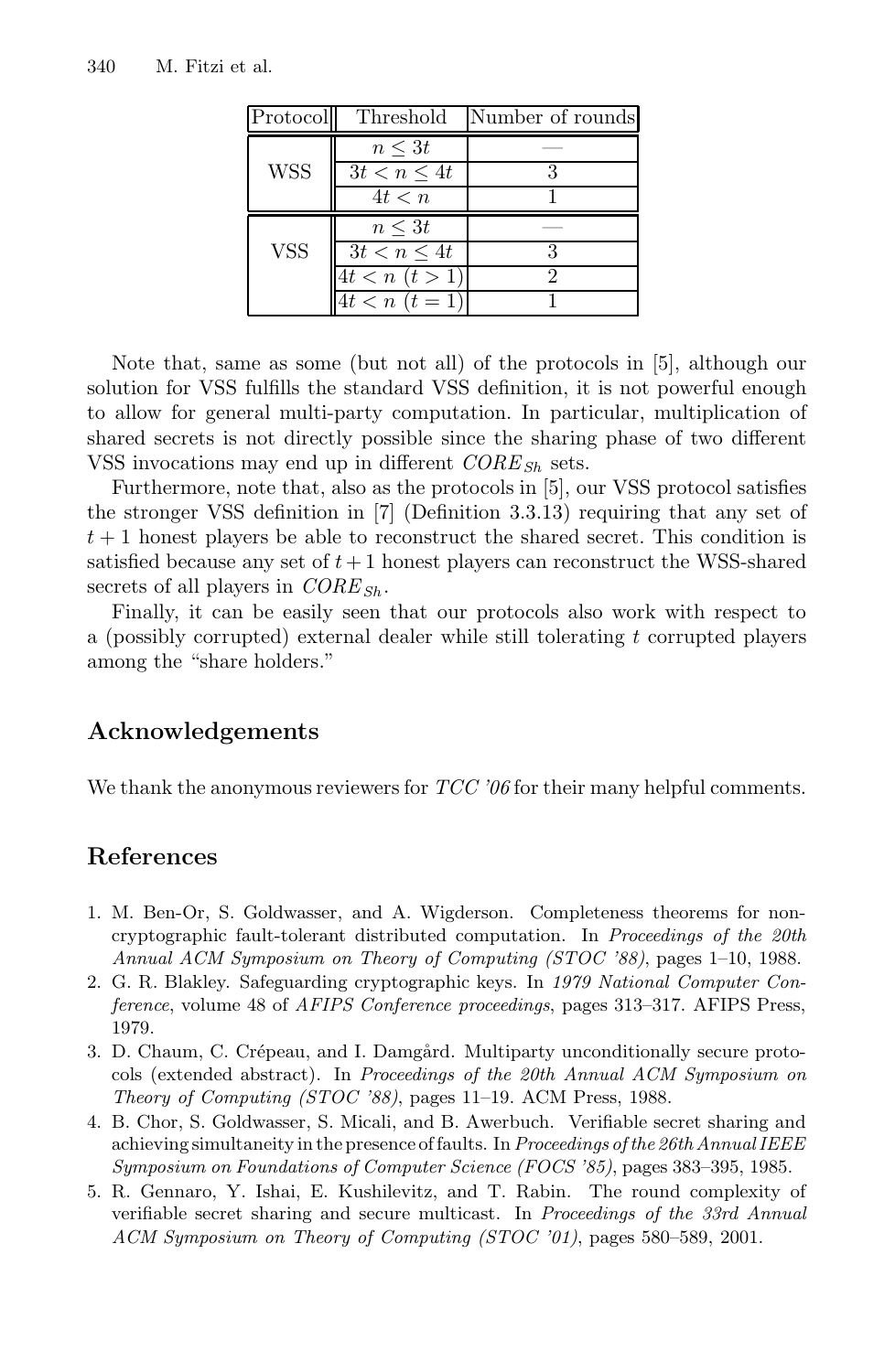| Protocol | Threshold | Number of rounds |
|---|---|---|
| WSS | $n \leq 3t$ | — |
| | $3t < n \leq 4t$ | 3 |
| | $4t < n$ | 1 |
| VSS | $n \leq 3t$ | — |
| | $3t < n \leq 4t$ | 3 |
| | $4t < n$ $(t > 1)$ | 2 |
| | $4t < n$ $(t = 1)$ | 1 |

Note that, same as some (but not all) of the protocols in [5], although our solution for VSS fulfills the standard VSS definition, it is not powerful enough to allow for general multi-party computation. In particular, multiplication of shared secrets is not directly possible since the sharing phase of two different VSS invocations may end up in different $CORE_{Sh}$ sets.

Furthermore, note that, also as the protocols in [5], our VSS protocol satisfies the stronger VSS definition in [7] (Definition 3.3.13) requiring that any set of $t+1$ honest players be able to reconstruct the shared secret. This condition is satisfied because any set of $t+1$ honest players can reconstruct the WSS-shared secrets of all players in $CORE_{Sh}$.

Finally, it can be easily seen that our protocols also work with respect to a (possibly corrupted) external dealer while still tolerating $t$ corrupted players among the "share holders."

## Acknowledgements

We thank the anonymous reviewers for *TCC '06* for their many helpful comments.

## References

1. M. Ben-Or, S. Goldwasser, and A. Wigderson. Completeness theorems for non-cryptographic fault-tolerant distributed computation. In *Proceedings of the 20th Annual ACM Symposium on Theory of Computing (STOC '88)*, pages 1–10, 1988.
2. G. R. Blakley. Safeguarding cryptographic keys. In *1979 National Computer Conference*, volume 48 of *AFIPS Conference proceedings*, pages 313–317. AFIPS Press, 1979.
3. D. Chaum, C. Crépeau, and I. Damgård. Multiparty unconditionally secure protocols (extended abstract). In *Proceedings of the 20th Annual ACM Symposium on Theory of Computing (STOC '88)*, pages 11–19. ACM Press, 1988.
4. B. Chor, S. Goldwasser, S. Micali, and B. Awerbuch. Verifiable secret sharing and achieving simultaneity in the presence of faults. In *Proceedings of the 26th Annual IEEE Symposium on Foundations of Computer Science (FOCS '85)*, pages 383–395, 1985.
5. R. Gennaro, Y. Ishai, E. Kushilevitz, and T. Rabin. The round complexity of verifiable secret sharing and secure multicast. In *Proceedings of the 33rd Annual ACM Symposium on Theory of Computing (STOC '01)*, pages 580–589, 2001.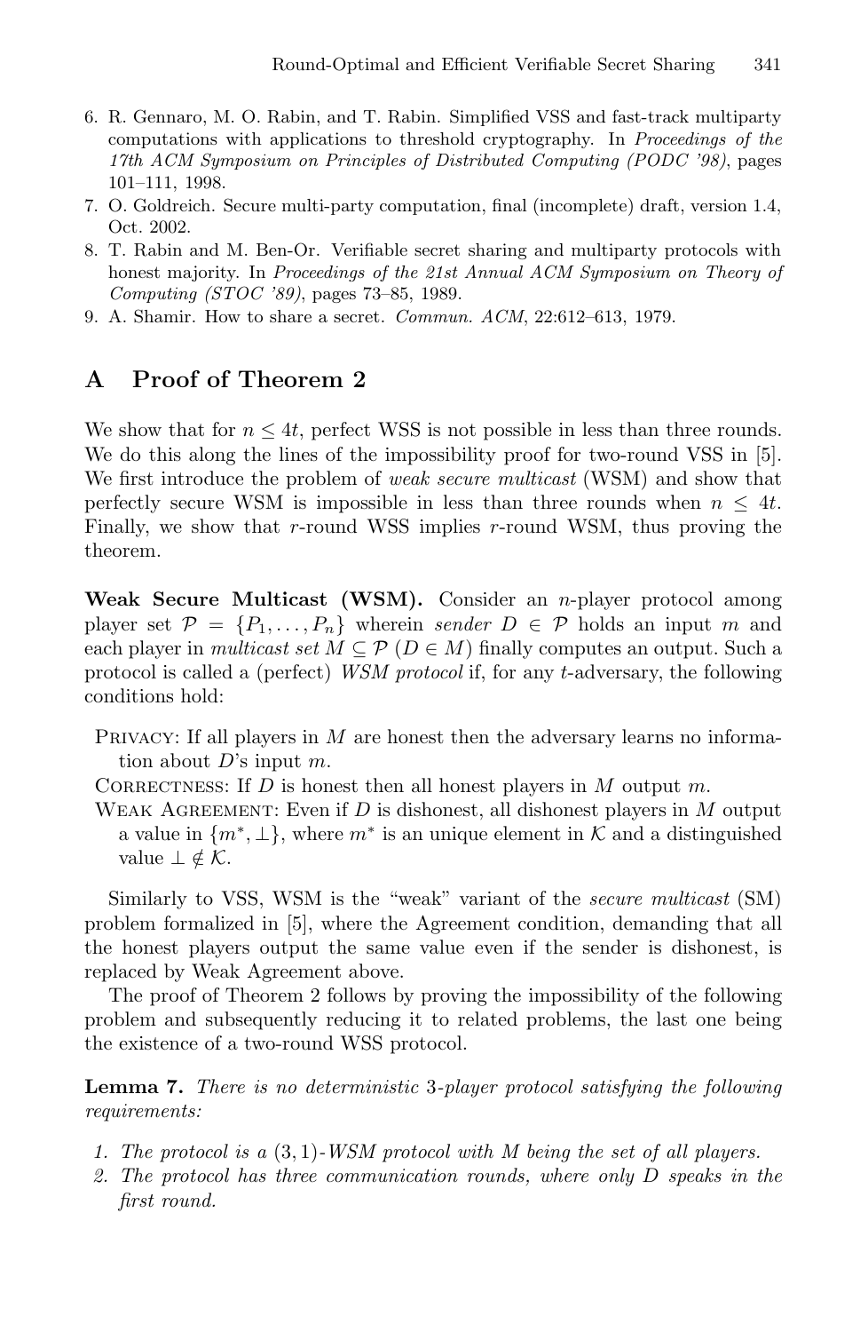6. R. Gennaro, M. O. Rabin, and T. Rabin. Simplified VSS and fast-track multiparty computations with applications to threshold cryptography. In *Proceedings of the 17th ACM Symposium on Principles of Distributed Computing (PODC '98)*, pages 101–111, 1998.
7. O. Goldreich. Secure multi-party computation, final (incomplete) draft, version 1.4, Oct. 2002.
8. T. Rabin and M. Ben-Or. Verifiable secret sharing and multiparty protocols with honest majority. In *Proceedings of the 21st Annual ACM Symposium on Theory of Computing (STOC '89)*, pages 73–85, 1989.
9. A. Shamir. How to share a secret. *Commun. ACM*, 22:612–613, 1979.

## A Proof of Theorem 2

We show that for $n \leq 4t$, perfect WSS is not possible in less than three rounds. We do this along the lines of the impossibility proof for two-round VSS in [5]. We first introduce the problem of *weak secure multicast* (WSM) and show that perfectly secure WSM is impossible in less than three rounds when $n \leq 4t$. Finally, we show that $r$-round WSS implies $r$-round WSM, thus proving the theorem.

**Weak Secure Multicast (WSM).** Consider an $n$-player protocol among player set $\mathcal{P} = \{P_1, \ldots, P_n\}$ wherein *sender* $D \in \mathcal{P}$ holds an input $m$ and each player in *multicast set* $M \subseteq \mathcal{P}$ ($D \in M$) finally computes an output. Such a protocol is called a (perfect) *WSM protocol* if, for any $t$-adversary, the following conditions hold:

- Privacy: If all players in $M$ are honest then the adversary learns no information about $D$'s input $m$.
- Correctness: If $D$ is honest then all honest players in $M$ output $m$.
- Weak Agreement: Even if $D$ is dishonest, all dishonest players in $M$ output a value in $\{m^*, \perp\}$, where $m^*$ is an unique element in $\mathcal{K}$ and a distinguished value $\perp \notin \mathcal{K}$.

Similarly to VSS, WSM is the "weak" variant of the *secure multicast* (SM) problem formalized in [5], where the Agreement condition, demanding that all the honest players output the same value even if the sender is dishonest, is replaced by Weak Agreement above.

The proof of Theorem 2 follows by proving the impossibility of the following problem and subsequently reducing it to related problems, the last one being the existence of a two-round WSS protocol.

**Lemma 7.** *There is no deterministic* 3*-player protocol satisfying the following requirements:*

1. *The protocol is a* $(3, 1)$*-WSM protocol with* $M$ *being the set of all players.*
2. *The protocol has three communication rounds, where only* $D$ *speaks in the first round.*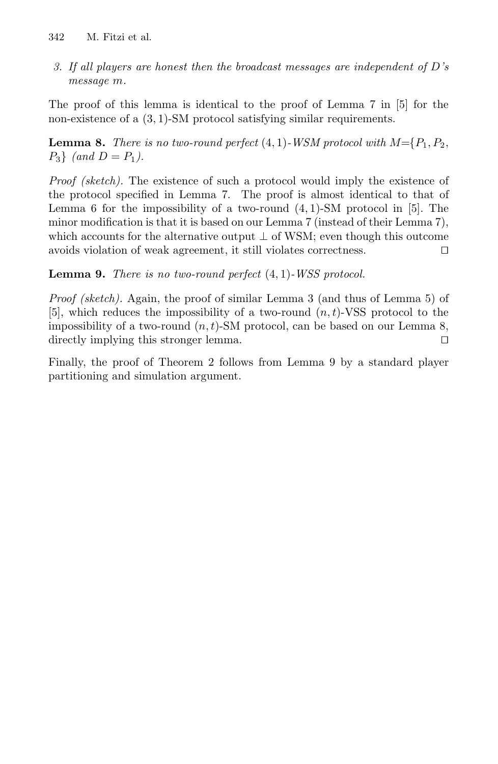3. *If all players are honest then the broadcast messages are independent of D's message m.*

The proof of this lemma is identical to the proof of Lemma 7 in [5] for the non-existence of a $(3, 1)$-SM protocol satisfying similar requirements.

**Lemma 8.** *There is no two-round perfect* $(4, 1)$*-WSM protocol with* $M = \{P_1, P_2, P_3\}$ *(and* $D = P_1$*).*

*Proof (sketch).* The existence of such a protocol would imply the existence of the protocol specified in Lemma 7. The proof is almost identical to that of Lemma 6 for the impossibility of a two-round $(4, 1)$-SM protocol in [5]. The minor modification is that it is based on our Lemma 7 (instead of their Lemma 7), which accounts for the alternative output $\perp$ of WSM; even though this outcome avoids violation of weak agreement, it still violates correctness. □

**Lemma 9.** *There is no two-round perfect* $(4, 1)$*-WSS protocol.*

*Proof (sketch).* Again, the proof of similar Lemma 3 (and thus of Lemma 5) of [5], which reduces the impossibility of a two-round $(n, t)$-VSS protocol to the impossibility of a two-round $(n, t)$-SM protocol, can be based on our Lemma 8, directly implying this stronger lemma. □

Finally, the proof of Theorem 2 follows from Lemma 9 by a standard player partitioning and simulation argument.